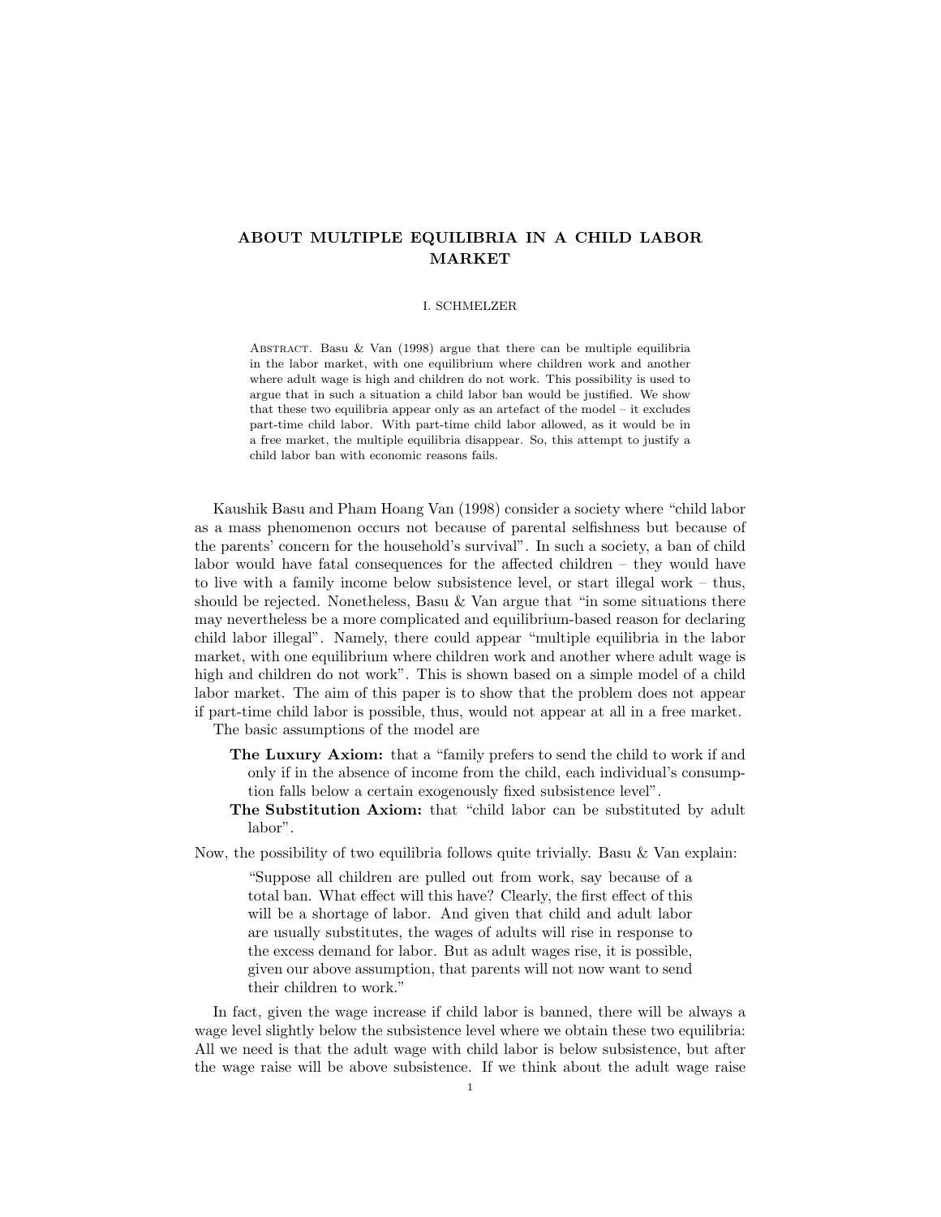# ABOUT MULTIPLE EQUILIBRIA IN A CHILD LABOR MARKET

I. SCHMELZER

Abstract. Basu & Van (1998) argue that there can be multiple equilibria in the labor market, with one equilibrium where children work and another where adult wage is high and children do not work. This possibility is used to argue that in such a situation a child labor ban would be justified. We show that these two equilibria appear only as an artefact of the model – it excludes part-time child labor. With part-time child labor allowed, as it would be in a free market, the multiple equilibria disappear. So, this attempt to justify a child labor ban with economic reasons fails.

Kaushik Basu and Pham Hoang Van (1998) consider a society where "child labor as a mass phenomenon occurs not because of parental selfishness but because of the parents' concern for the household's survival". In such a society, a ban of child labor would have fatal consequences for the affected children – they would have to live with a family income below subsistence level, or start illegal work – thus, should be rejected. Nonetheless, Basu & Van argue that "in some situations there may nevertheless be a more complicated and equilibrium-based reason for declaring child labor illegal". Namely, there could appear "multiple equilibria in the labor market, with one equilibrium where children work and another where adult wage is high and children do not work". This is shown based on a simple model of a child labor market. The aim of this paper is to show that the problem does not appear if part-time child labor is possible, thus, would not appear at all in a free market.

The basic assumptions of the model are

- **The Luxury Axiom:** that a "family prefers to send the child to work if and only if in the absence of income from the child, each individual's consumption falls below a certain exogenously fixed subsistence level".
- **The Substitution Axiom:** that "child labor can be substituted by adult labor".

Now, the possibility of two equilibria follows quite trivially. Basu & Van explain:

> "Suppose all children are pulled out from work, say because of a total ban. What effect will this have? Clearly, the first effect of this will be a shortage of labor. And given that child and adult labor are usually substitutes, the wages of adults will rise in response to the excess demand for labor. But as adult wages rise, it is possible, given our above assumption, that parents will not now want to send their children to work."

In fact, given the wage increase if child labor is banned, there will be always a wage level slightly below the subsistence level where we obtain these two equilibria: All we need is that the adult wage with child labor is below subsistence, but after the wage raise will be above subsistence. If we think about the adult wage raise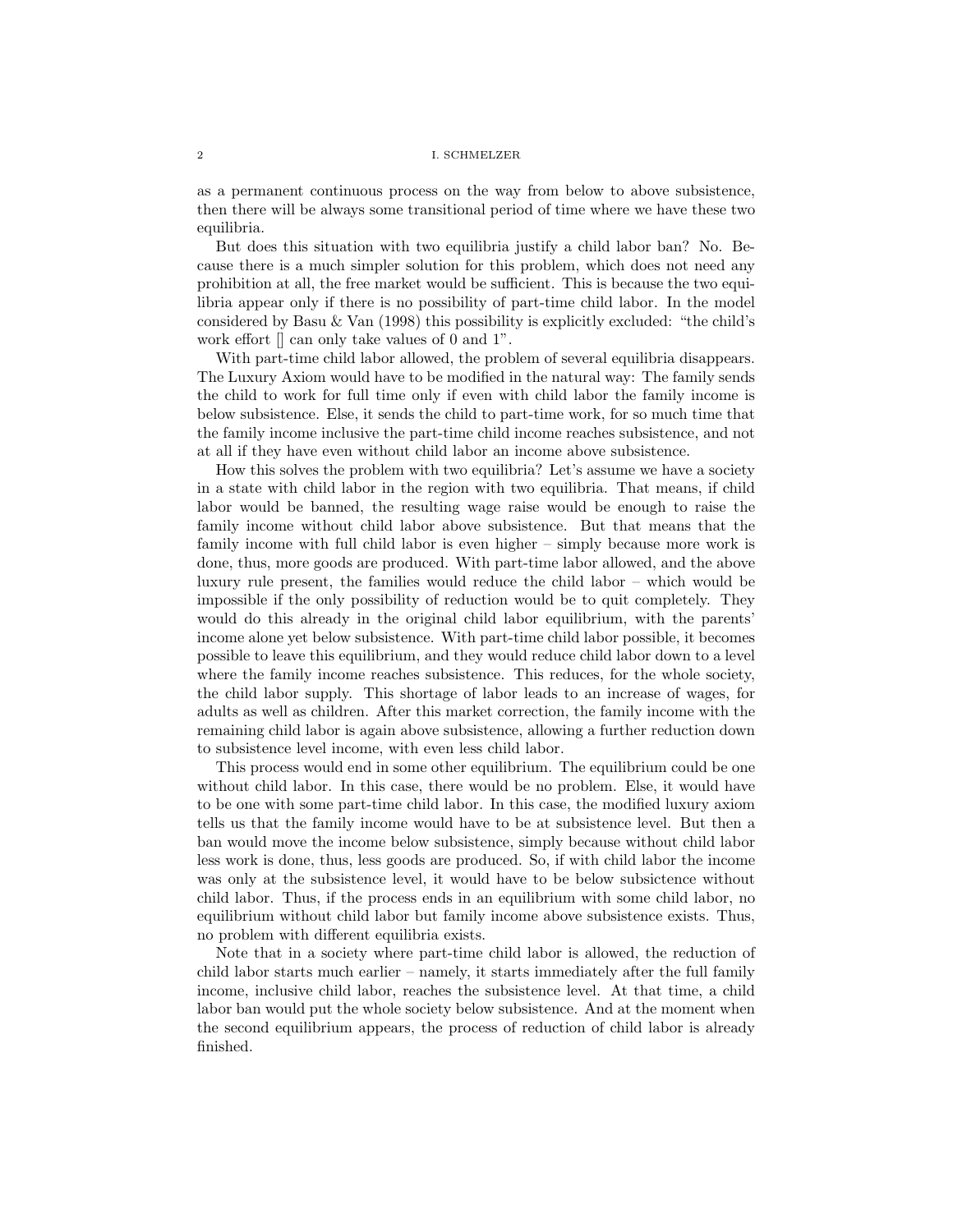as a permanent continuous process on the way from below to above subsistence, then there will be always some transitional period of time where we have these two equilibria.

But does this situation with two equilibria justify a child labor ban? No. Because there is a much simpler solution for this problem, which does not need any prohibition at all, the free market would be sufficient. This is because the two equilibria appear only if there is no possibility of part-time child labor. In the model considered by Basu & Van (1998) this possibility is explicitly excluded: "the child's work effort [] can only take values of 0 and 1".

With part-time child labor allowed, the problem of several equilibria disappears. The Luxury Axiom would have to be modified in the natural way: The family sends the child to work for full time only if even with child labor the family income is below subsistence. Else, it sends the child to part-time work, for so much time that the family income inclusive the part-time child income reaches subsistence, and not at all if they have even without child labor an income above subsistence.

How this solves the problem with two equilibria? Let's assume we have a society in a state with child labor in the region with two equilibria. That means, if child labor would be banned, the resulting wage raise would be enough to raise the family income without child labor above subsistence. But that means that the family income with full child labor is even higher – simply because more work is done, thus, more goods are produced. With part-time labor allowed, and the above luxury rule present, the families would reduce the child labor – which would be impossible if the only possibility of reduction would be to quit completely. They would do this already in the original child labor equilibrium, with the parents' income alone yet below subsistence. With part-time child labor possible, it becomes possible to leave this equilibrium, and they would reduce child labor down to a level where the family income reaches subsistence. This reduces, for the whole society, the child labor supply. This shortage of labor leads to an increase of wages, for adults as well as children. After this market correction, the family income with the remaining child labor is again above subsistence, allowing a further reduction down to subsistence level income, with even less child labor.

This process would end in some other equilibrium. The equilibrium could be one without child labor. In this case, there would be no problem. Else, it would have to be one with some part-time child labor. In this case, the modified luxury axiom tells us that the family income would have to be at subsistence level. But then a ban would move the income below subsistence, simply because without child labor less work is done, thus, less goods are produced. So, if with child labor the income was only at the subsistence level, it would have to be below subsictence without child labor. Thus, if the process ends in an equilibrium with some child labor, no equilibrium without child labor but family income above subsistence exists. Thus, no problem with different equilibria exists.

Note that in a society where part-time child labor is allowed, the reduction of child labor starts much earlier – namely, it starts immediately after the full family income, inclusive child labor, reaches the subsistence level. At that time, a child labor ban would put the whole society below subsistence. And at the moment when the second equilibrium appears, the process of reduction of child labor is already finished.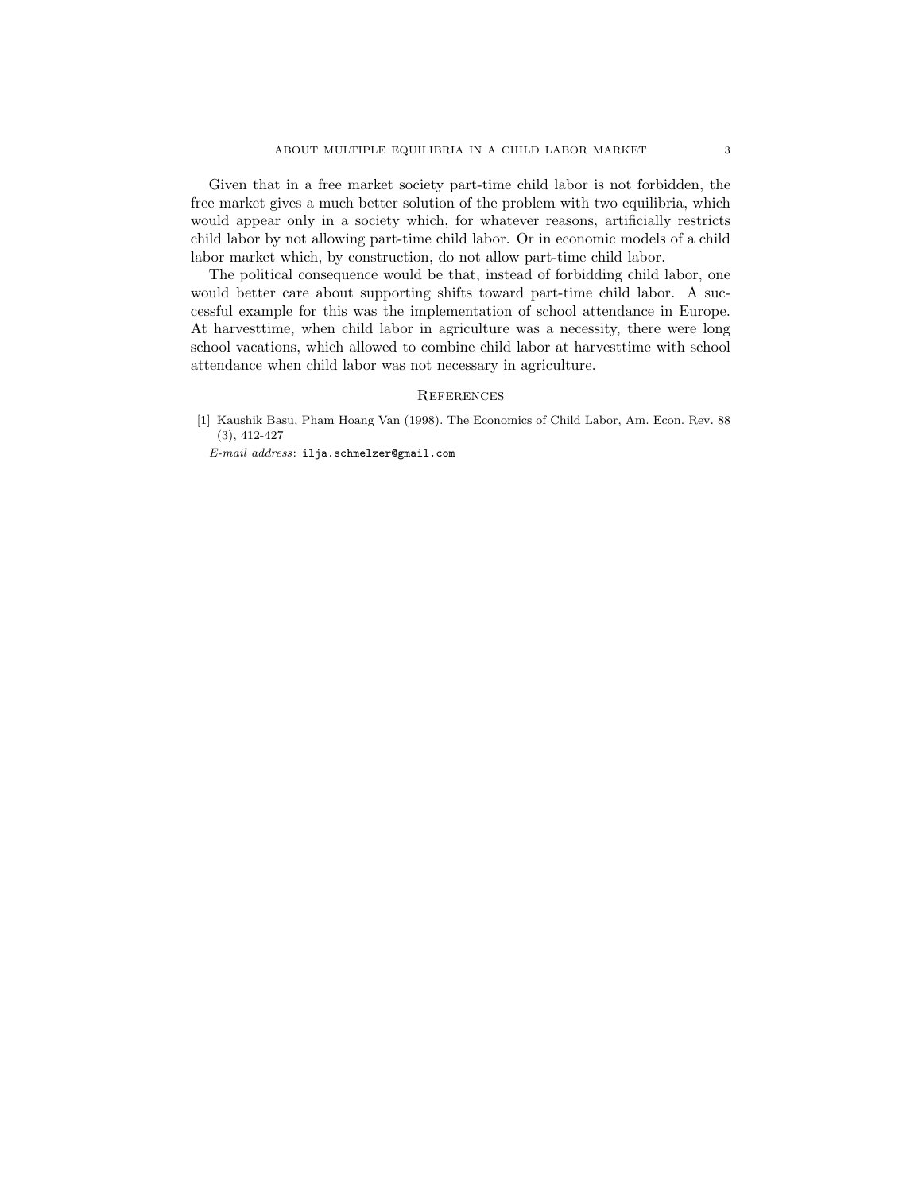Given that in a free market society part-time child labor is not forbidden, the free market gives a much better solution of the problem with two equilibria, which would appear only in a society which, for whatever reasons, artificially restricts child labor by not allowing part-time child labor. Or in economic models of a child labor market which, by construction, do not allow part-time child labor.

The political consequence would be that, instead of forbidding child labor, one would better care about supporting shifts toward part-time child labor. A successful example for this was the implementation of school attendance in Europe. At harvesttime, when child labor in agriculture was a necessity, there were long school vacations, which allowed to combine child labor at harvesttime with school attendance when child labor was not necessary in agriculture.

## References

[1] Kaushik Basu, Pham Hoang Van (1998). The Economics of Child Labor, Am. Econ. Rev. 88 (3), 412-427

*E-mail address*: ilja.schmelzer@gmail.com